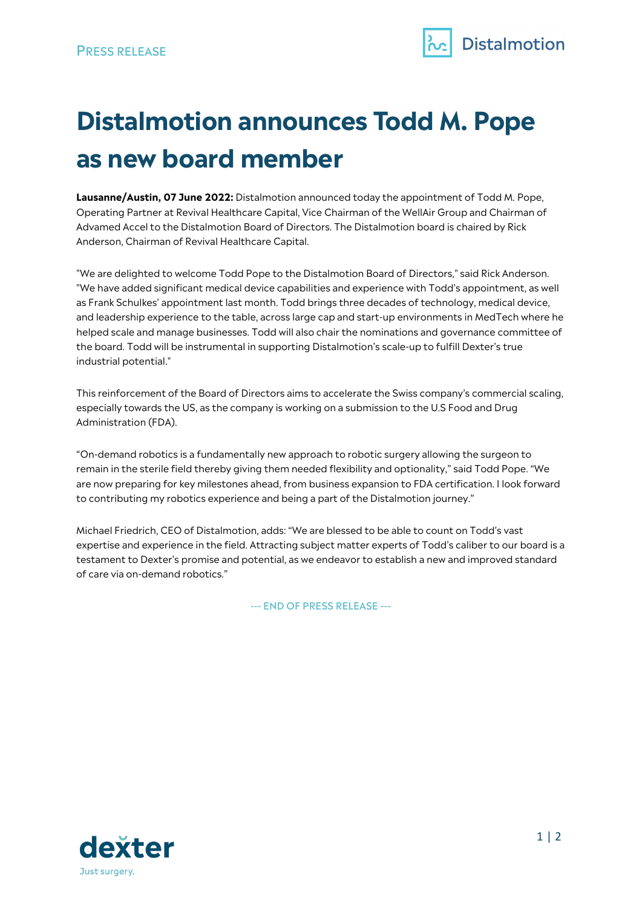PRESS RELEASE

# Distalmotion announces Todd M. Pope as new board member

**Lausanne/Austin, 07 June 2022:** Distalmotion announced today the appointment of Todd M. Pope, Operating Partner at Revival Healthcare Capital, Vice Chairman of the WellAir Group and Chairman of Advamed Accel to the Distalmotion Board of Directors. The Distalmotion board is chaired by Rick Anderson, Chairman of Revival Healthcare Capital.

"We are delighted to welcome Todd Pope to the Distalmotion Board of Directors," said Rick Anderson. "We have added significant medical device capabilities and experience with Todd's appointment, as well as Frank Schulkes' appointment last month. Todd brings three decades of technology, medical device, and leadership experience to the table, across large cap and start-up environments in MedTech where he helped scale and manage businesses. Todd will also chair the nominations and governance committee of the board. Todd will be instrumental in supporting Distalmotion's scale-up to fulfill Dexter's true industrial potential."

This reinforcement of the Board of Directors aims to accelerate the Swiss company's commercial scaling, especially towards the US, as the company is working on a submission to the U.S Food and Drug Administration (FDA).

"On-demand robotics is a fundamentally new approach to robotic surgery allowing the surgeon to remain in the sterile field thereby giving them needed flexibility and optionality," said Todd Pope. "We are now preparing for key milestones ahead, from business expansion to FDA certification. I look forward to contributing my robotics experience and being a part of the Distalmotion journey."

Michael Friedrich, CEO of Distalmotion, adds: "We are blessed to be able to count on Todd's vast expertise and experience in the field. Attracting subject matter experts of Todd's caliber to our board is a testament to Dexter's promise and potential, as we endeavor to establish a new and improved standard of care via on-demand robotics."

--- END OF PRESS RELEASE ---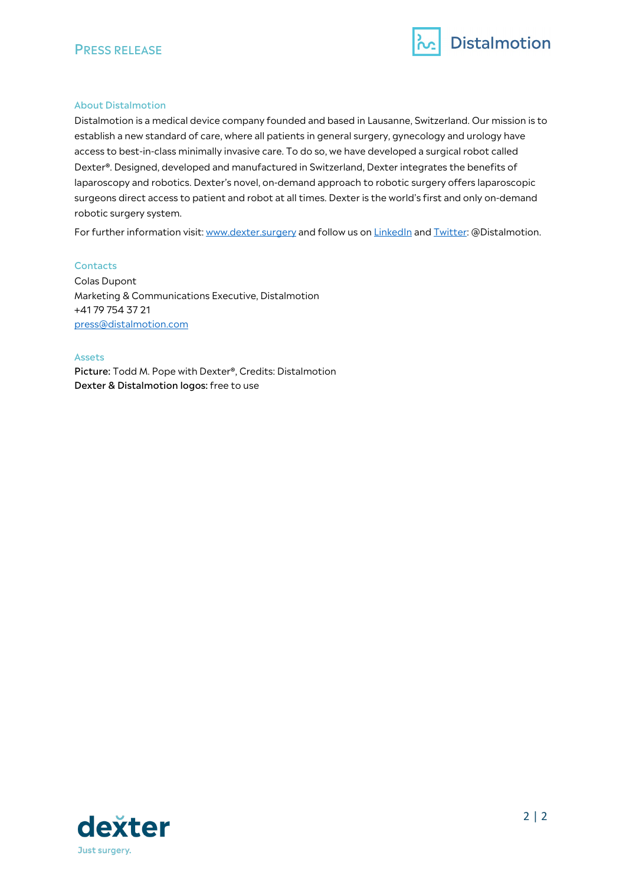## About Distalmotion

Distalmotion is a medical device company founded and based in Lausanne, Switzerland. Our mission is to establish a new standard of care, where all patients in general surgery, gynecology and urology have access to best-in-class minimally invasive care. To do so, we have developed a surgical robot called Dexter®. Designed, developed and manufactured in Switzerland, Dexter integrates the benefits of laparoscopy and robotics. Dexter's novel, on-demand approach to robotic surgery offers laparoscopic surgeons direct access to patient and robot at all times. Dexter is the world's first and only on-demand robotic surgery system.

For further information visit: [www.dexter.surgery](http://www.dexter.surgery) and follow us on LinkedIn and Twitter: @Distalmotion.

## Contacts

Colas Dupont
Marketing & Communications Executive, Distalmotion
+41 79 754 37 21
[press@distalmotion.com](mailto:press@distalmotion.com)

## Assets

**Picture:** Todd M. Pope with Dexter®, Credits: Distalmotion
**Dexter & Distalmotion logos:** free to use